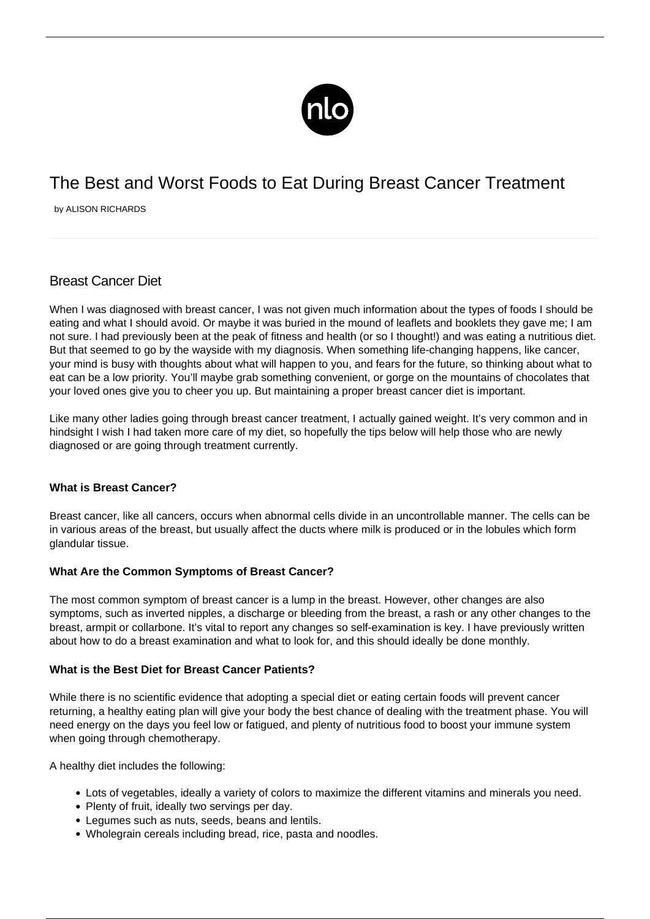# The Best and Worst Foods to Eat During Breast Cancer Treatment

by ALISON RICHARDS

## Breast Cancer Diet

When I was diagnosed with breast cancer, I was not given much information about the types of foods I should be eating and what I should avoid. Or maybe it was buried in the mound of leaflets and booklets they gave me; I am not sure. I had previously been at the peak of fitness and health (or so I thought!) and was eating a nutritious diet. But that seemed to go by the wayside with my diagnosis. When something life-changing happens, like cancer, your mind is busy with thoughts about what will happen to you, and fears for the future, so thinking about what to eat can be a low priority. You'll maybe grab something convenient, or gorge on the mountains of chocolates that your loved ones give you to cheer you up. But maintaining a proper breast cancer diet is important.

Like many other ladies going through breast cancer treatment, I actually gained weight. It's very common and in hindsight I wish I had taken more care of my diet, so hopefully the tips below will help those who are newly diagnosed or are going through treatment currently.

### What is Breast Cancer?

Breast cancer, like all cancers, occurs when abnormal cells divide in an uncontrollable manner. The cells can be in various areas of the breast, but usually affect the ducts where milk is produced or in the lobules which form glandular tissue.

### What Are the Common Symptoms of Breast Cancer?

The most common symptom of breast cancer is a lump in the breast. However, other changes are also symptoms, such as inverted nipples, a discharge or bleeding from the breast, a rash or any other changes to the breast, armpit or collarbone. It's vital to report any changes so self-examination is key. I have previously written about how to do a breast examination and what to look for, and this should ideally be done monthly.

### What is the Best Diet for Breast Cancer Patients?

While there is no scientific evidence that adopting a special diet or eating certain foods will prevent cancer returning, a healthy eating plan will give your body the best chance of dealing with the treatment phase. You will need energy on the days you feel low or fatigued, and plenty of nutritious food to boost your immune system when going through chemotherapy.

A healthy diet includes the following:

- Lots of vegetables, ideally a variety of colors to maximize the different vitamins and minerals you need.
- Plenty of fruit, ideally two servings per day.
- Legumes such as nuts, seeds, beans and lentils.
- Wholegrain cereals including bread, rice, pasta and noodles.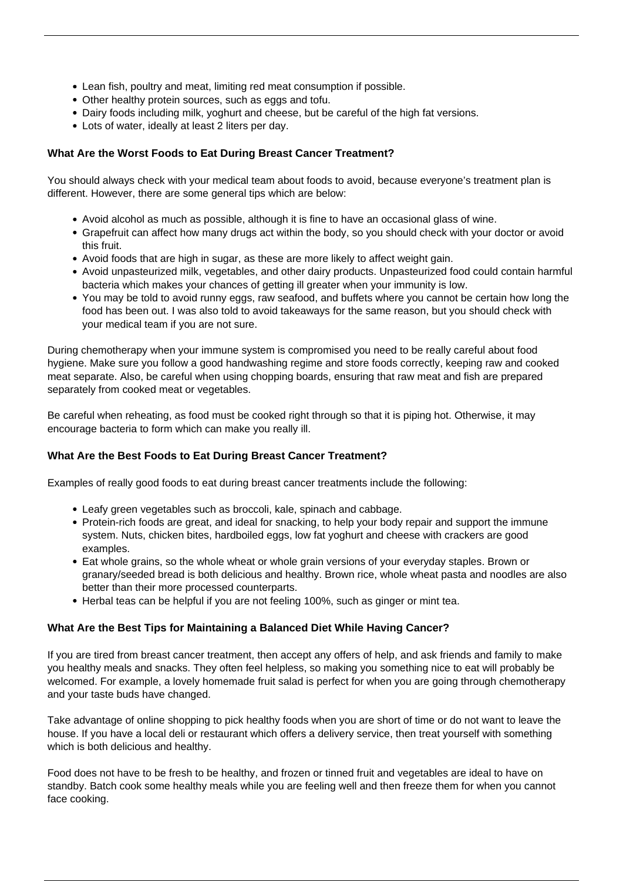- Lean fish, poultry and meat, limiting red meat consumption if possible.
- Other healthy protein sources, such as eggs and tofu.
- Dairy foods including milk, yoghurt and cheese, but be careful of the high fat versions.
- Lots of water, ideally at least 2 liters per day.

### What Are the Worst Foods to Eat During Breast Cancer Treatment?

You should always check with your medical team about foods to avoid, because everyone's treatment plan is different. However, there are some general tips which are below:

- Avoid alcohol as much as possible, although it is fine to have an occasional glass of wine.
- Grapefruit can affect how many drugs act within the body, so you should check with your doctor or avoid this fruit.
- Avoid foods that are high in sugar, as these are more likely to affect weight gain.
- Avoid unpasteurized milk, vegetables, and other dairy products. Unpasteurized food could contain harmful bacteria which makes your chances of getting ill greater when your immunity is low.
- You may be told to avoid runny eggs, raw seafood, and buffets where you cannot be certain how long the food has been out. I was also told to avoid takeaways for the same reason, but you should check with your medical team if you are not sure.

During chemotherapy when your immune system is compromised you need to be really careful about food hygiene. Make sure you follow a good handwashing regime and store foods correctly, keeping raw and cooked meat separate. Also, be careful when using chopping boards, ensuring that raw meat and fish are prepared separately from cooked meat or vegetables.

Be careful when reheating, as food must be cooked right through so that it is piping hot. Otherwise, it may encourage bacteria to form which can make you really ill.

### What Are the Best Foods to Eat During Breast Cancer Treatment?

Examples of really good foods to eat during breast cancer treatments include the following:

- Leafy green vegetables such as broccoli, kale, spinach and cabbage.
- Protein-rich foods are great, and ideal for snacking, to help your body repair and support the immune system. Nuts, chicken bites, hardboiled eggs, low fat yoghurt and cheese with crackers are good examples.
- Eat whole grains, so the whole wheat or whole grain versions of your everyday staples. Brown or granary/seeded bread is both delicious and healthy. Brown rice, whole wheat pasta and noodles are also better than their more processed counterparts.
- Herbal teas can be helpful if you are not feeling 100%, such as ginger or mint tea.

### What Are the Best Tips for Maintaining a Balanced Diet While Having Cancer?

If you are tired from breast cancer treatment, then accept any offers of help, and ask friends and family to make you healthy meals and snacks. They often feel helpless, so making you something nice to eat will probably be welcomed. For example, a lovely homemade fruit salad is perfect for when you are going through chemotherapy and your taste buds have changed.

Take advantage of online shopping to pick healthy foods when you are short of time or do not want to leave the house. If you have a local deli or restaurant which offers a delivery service, then treat yourself with something which is both delicious and healthy.

Food does not have to be fresh to be healthy, and frozen or tinned fruit and vegetables are ideal to have on standby. Batch cook some healthy meals while you are feeling well and then freeze them for when you cannot face cooking.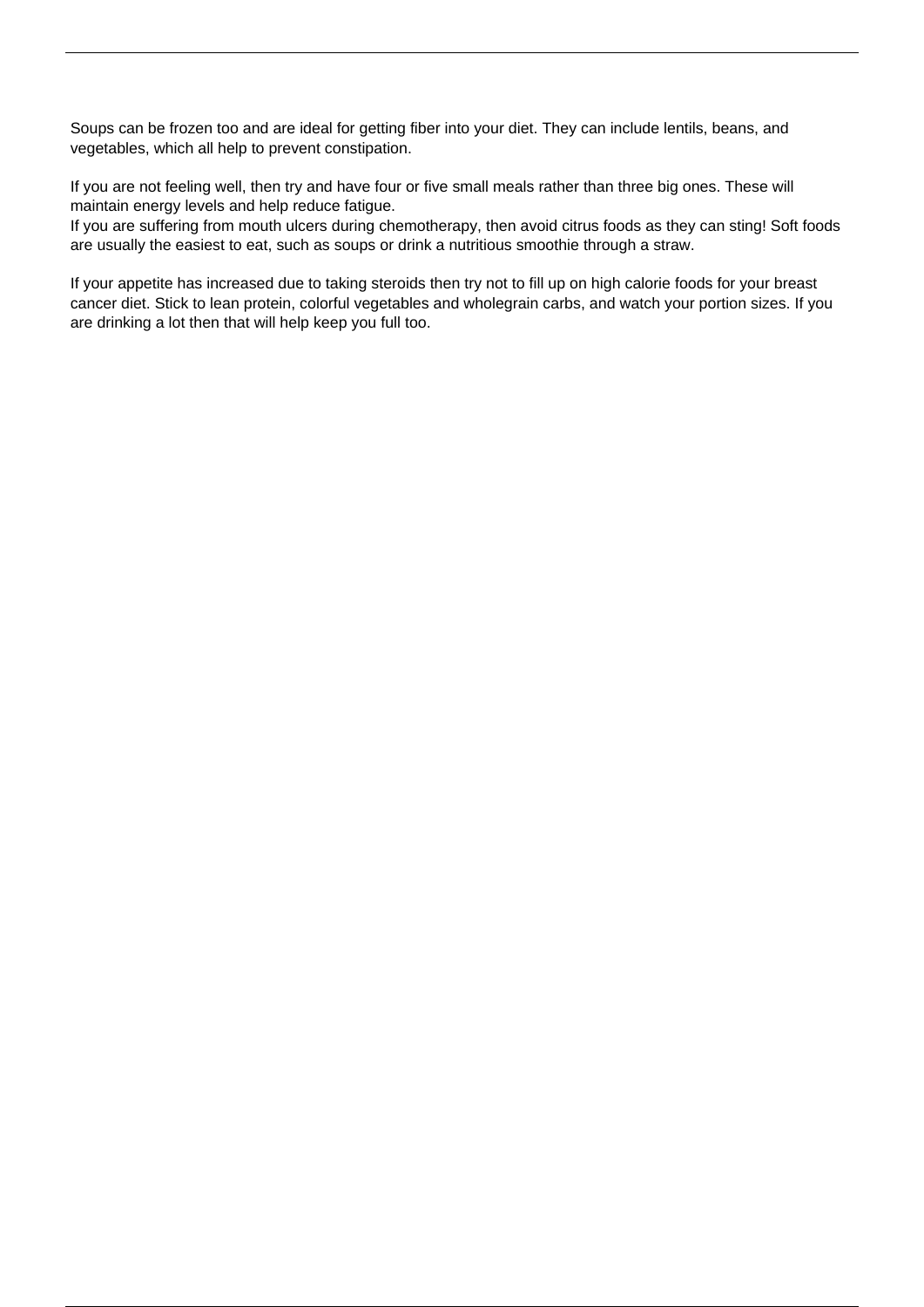Soups can be frozen too and are ideal for getting fiber into your diet. They can include lentils, beans, and vegetables, which all help to prevent constipation.

If you are not feeling well, then try and have four or five small meals rather than three big ones. These will maintain energy levels and help reduce fatigue.
If you are suffering from mouth ulcers during chemotherapy, then avoid citrus foods as they can sting! Soft foods are usually the easiest to eat, such as soups or drink a nutritious smoothie through a straw.

If your appetite has increased due to taking steroids then try not to fill up on high calorie foods for your breast cancer diet. Stick to lean protein, colorful vegetables and wholegrain carbs, and watch your portion sizes. If you are drinking a lot then that will help keep you full too.